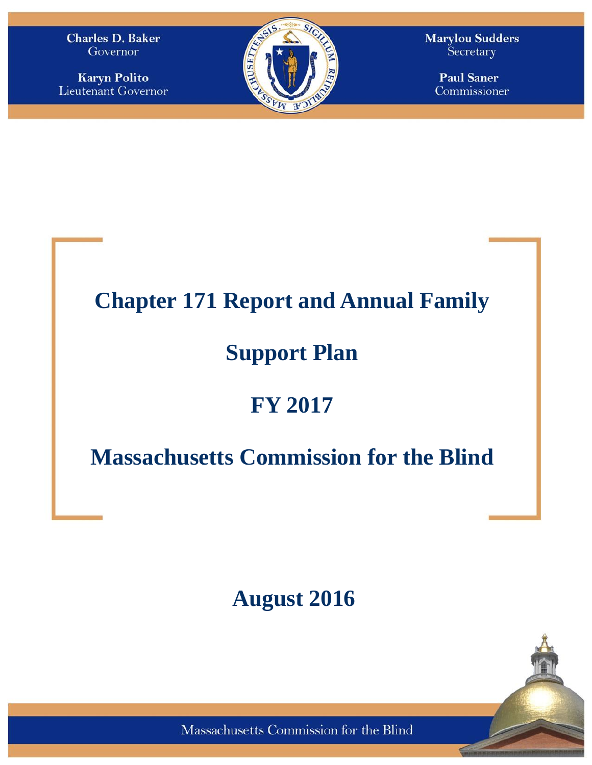Charles D. Baker
Governor

Karyn Polito
Lieutenant Governor

Marylou Sudders
Secretary

Paul Saner
Commissioner

# Chapter 171 Report and Annual Family Support Plan

# FY 2017

# Massachusetts Commission for the Blind

## August 2016

Massachusetts Commission for the Blind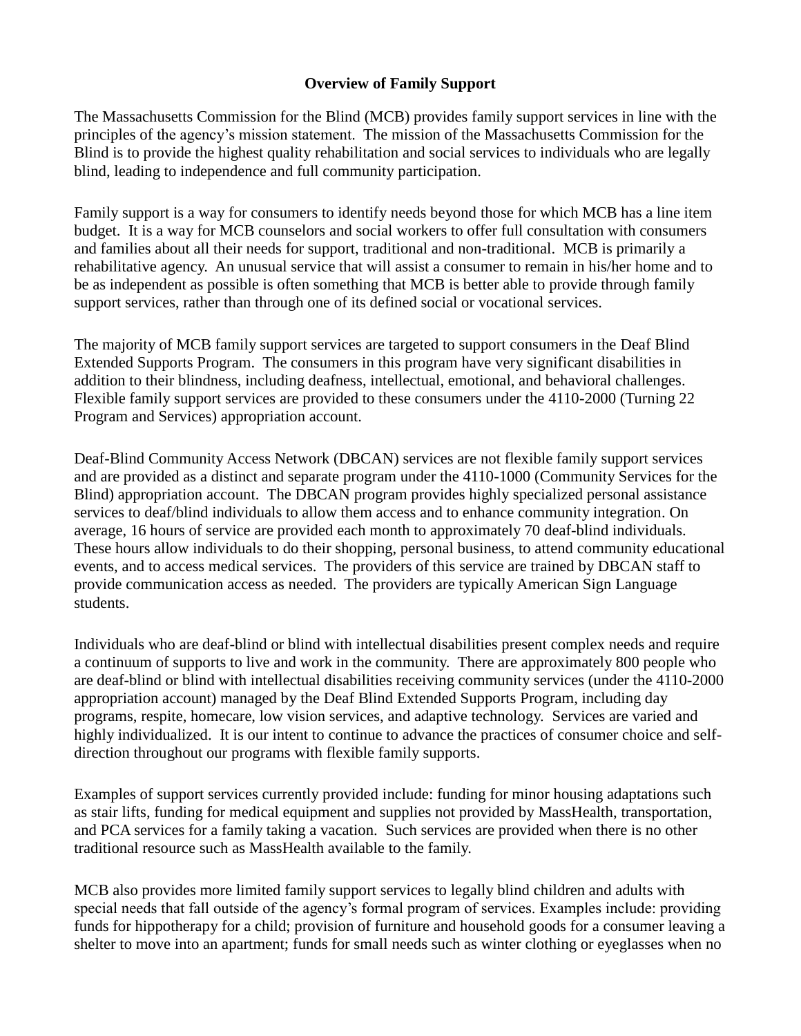## Overview of Family Support

The Massachusetts Commission for the Blind (MCB) provides family support services in line with the principles of the agency's mission statement. The mission of the Massachusetts Commission for the Blind is to provide the highest quality rehabilitation and social services to individuals who are legally blind, leading to independence and full community participation.

Family support is a way for consumers to identify needs beyond those for which MCB has a line item budget. It is a way for MCB counselors and social workers to offer full consultation with consumers and families about all their needs for support, traditional and non-traditional. MCB is primarily a rehabilitative agency. An unusual service that will assist a consumer to remain in his/her home and to be as independent as possible is often something that MCB is better able to provide through family support services, rather than through one of its defined social or vocational services.

The majority of MCB family support services are targeted to support consumers in the Deaf Blind Extended Supports Program. The consumers in this program have very significant disabilities in addition to their blindness, including deafness, intellectual, emotional, and behavioral challenges. Flexible family support services are provided to these consumers under the 4110-2000 (Turning 22 Program and Services) appropriation account.

Deaf-Blind Community Access Network (DBCAN) services are not flexible family support services and are provided as a distinct and separate program under the 4110-1000 (Community Services for the Blind) appropriation account. The DBCAN program provides highly specialized personal assistance services to deaf/blind individuals to allow them access and to enhance community integration. On average, 16 hours of service are provided each month to approximately 70 deaf-blind individuals. These hours allow individuals to do their shopping, personal business, to attend community educational events, and to access medical services. The providers of this service are trained by DBCAN staff to provide communication access as needed. The providers are typically American Sign Language students.

Individuals who are deaf-blind or blind with intellectual disabilities present complex needs and require a continuum of supports to live and work in the community. There are approximately 800 people who are deaf-blind or blind with intellectual disabilities receiving community services (under the 4110-2000 appropriation account) managed by the Deaf Blind Extended Supports Program, including day programs, respite, homecare, low vision services, and adaptive technology. Services are varied and highly individualized. It is our intent to continue to advance the practices of consumer choice and self-direction throughout our programs with flexible family supports.

Examples of support services currently provided include: funding for minor housing adaptations such as stair lifts, funding for medical equipment and supplies not provided by MassHealth, transportation, and PCA services for a family taking a vacation. Such services are provided when there is no other traditional resource such as MassHealth available to the family.

MCB also provides more limited family support services to legally blind children and adults with special needs that fall outside of the agency's formal program of services. Examples include: providing funds for hippotherapy for a child; provision of furniture and household goods for a consumer leaving a shelter to move into an apartment; funds for small needs such as winter clothing or eyeglasses when no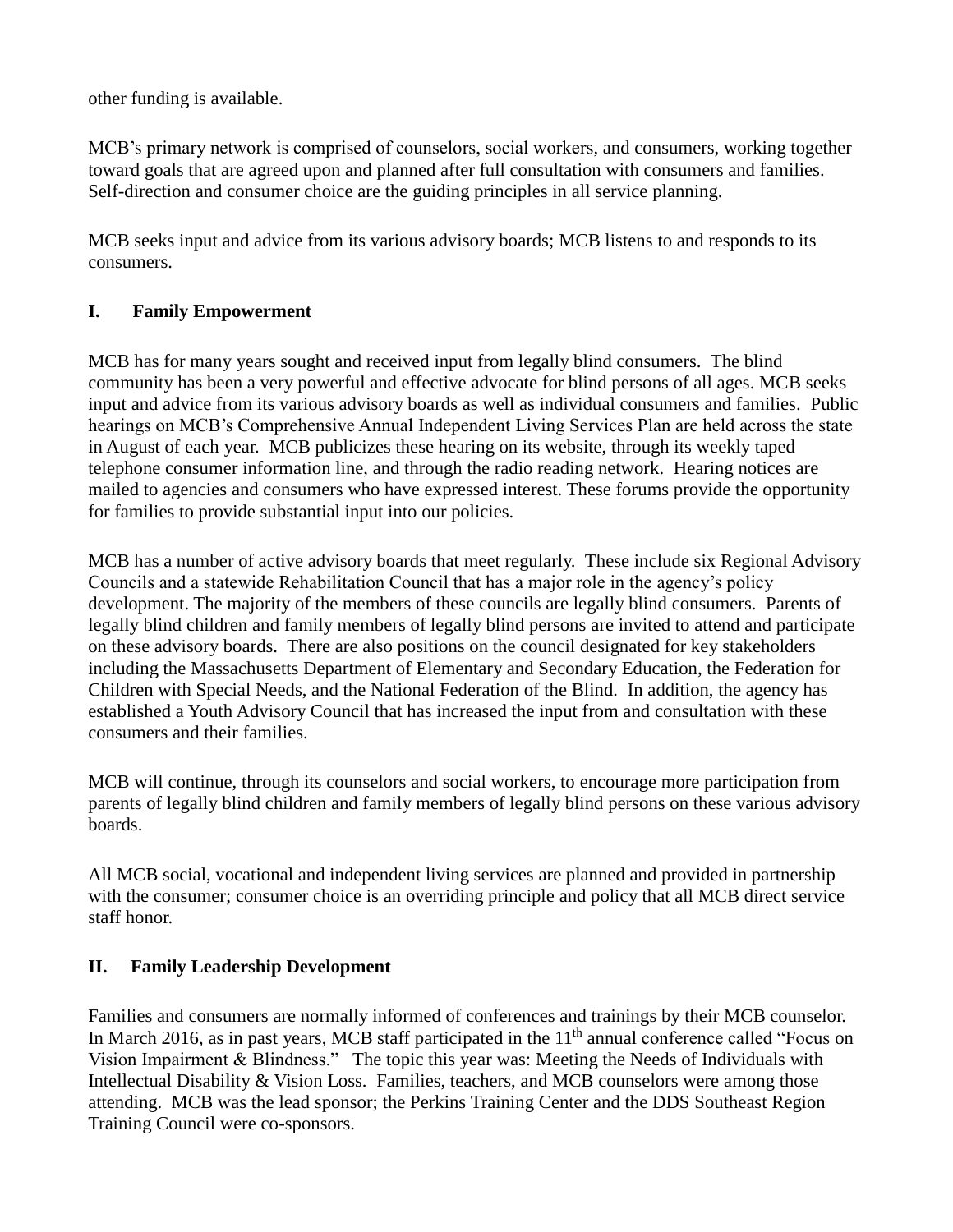other funding is available.

MCB's primary network is comprised of counselors, social workers, and consumers, working together toward goals that are agreed upon and planned after full consultation with consumers and families. Self-direction and consumer choice are the guiding principles in all service planning.

MCB seeks input and advice from its various advisory boards; MCB listens to and responds to its consumers.

## I. Family Empowerment

MCB has for many years sought and received input from legally blind consumers. The blind community has been a very powerful and effective advocate for blind persons of all ages. MCB seeks input and advice from its various advisory boards as well as individual consumers and families. Public hearings on MCB's Comprehensive Annual Independent Living Services Plan are held across the state in August of each year. MCB publicizes these hearing on its website, through its weekly taped telephone consumer information line, and through the radio reading network. Hearing notices are mailed to agencies and consumers who have expressed interest. These forums provide the opportunity for families to provide substantial input into our policies.

MCB has a number of active advisory boards that meet regularly. These include six Regional Advisory Councils and a statewide Rehabilitation Council that has a major role in the agency's policy development. The majority of the members of these councils are legally blind consumers. Parents of legally blind children and family members of legally blind persons are invited to attend and participate on these advisory boards. There are also positions on the council designated for key stakeholders including the Massachusetts Department of Elementary and Secondary Education, the Federation for Children with Special Needs, and the National Federation of the Blind. In addition, the agency has established a Youth Advisory Council that has increased the input from and consultation with these consumers and their families.

MCB will continue, through its counselors and social workers, to encourage more participation from parents of legally blind children and family members of legally blind persons on these various advisory boards.

All MCB social, vocational and independent living services are planned and provided in partnership with the consumer; consumer choice is an overriding principle and policy that all MCB direct service staff honor.

## II. Family Leadership Development

Families and consumers are normally informed of conferences and trainings by their MCB counselor. In March 2016, as in past years, MCB staff participated in the 11th annual conference called "Focus on Vision Impairment & Blindness." The topic this year was: Meeting the Needs of Individuals with Intellectual Disability & Vision Loss. Families, teachers, and MCB counselors were among those attending. MCB was the lead sponsor; the Perkins Training Center and the DDS Southeast Region Training Council were co-sponsors.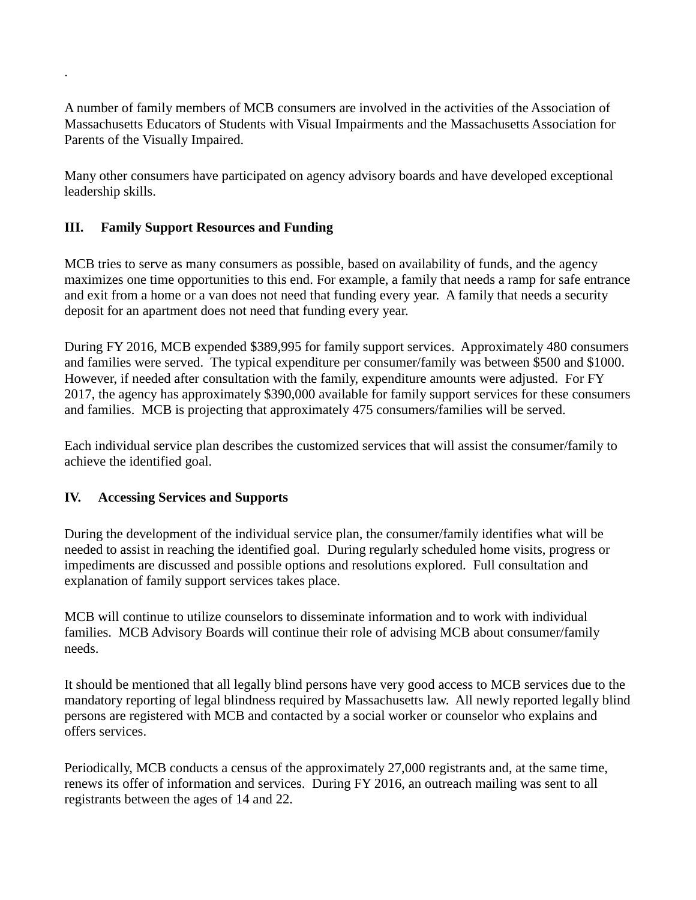.

A number of family members of MCB consumers are involved in the activities of the Association of Massachusetts Educators of Students with Visual Impairments and the Massachusetts Association for Parents of the Visually Impaired.

Many other consumers have participated on agency advisory boards and have developed exceptional leadership skills.

## III. Family Support Resources and Funding

MCB tries to serve as many consumers as possible, based on availability of funds, and the agency maximizes one time opportunities to this end. For example, a family that needs a ramp for safe entrance and exit from a home or a van does not need that funding every year. A family that needs a security deposit for an apartment does not need that funding every year.

During FY 2016, MCB expended $389,995 for family support services. Approximately 480 consumers and families were served. The typical expenditure per consumer/family was between $500 and $1000. However, if needed after consultation with the family, expenditure amounts were adjusted. For FY 2017, the agency has approximately $390,000 available for family support services for these consumers and families. MCB is projecting that approximately 475 consumers/families will be served.

Each individual service plan describes the customized services that will assist the consumer/family to achieve the identified goal.

## IV. Accessing Services and Supports

During the development of the individual service plan, the consumer/family identifies what will be needed to assist in reaching the identified goal. During regularly scheduled home visits, progress or impediments are discussed and possible options and resolutions explored. Full consultation and explanation of family support services takes place.

MCB will continue to utilize counselors to disseminate information and to work with individual families. MCB Advisory Boards will continue their role of advising MCB about consumer/family needs.

It should be mentioned that all legally blind persons have very good access to MCB services due to the mandatory reporting of legal blindness required by Massachusetts law. All newly reported legally blind persons are registered with MCB and contacted by a social worker or counselor who explains and offers services.

Periodically, MCB conducts a census of the approximately 27,000 registrants and, at the same time, renews its offer of information and services. During FY 2016, an outreach mailing was sent to all registrants between the ages of 14 and 22.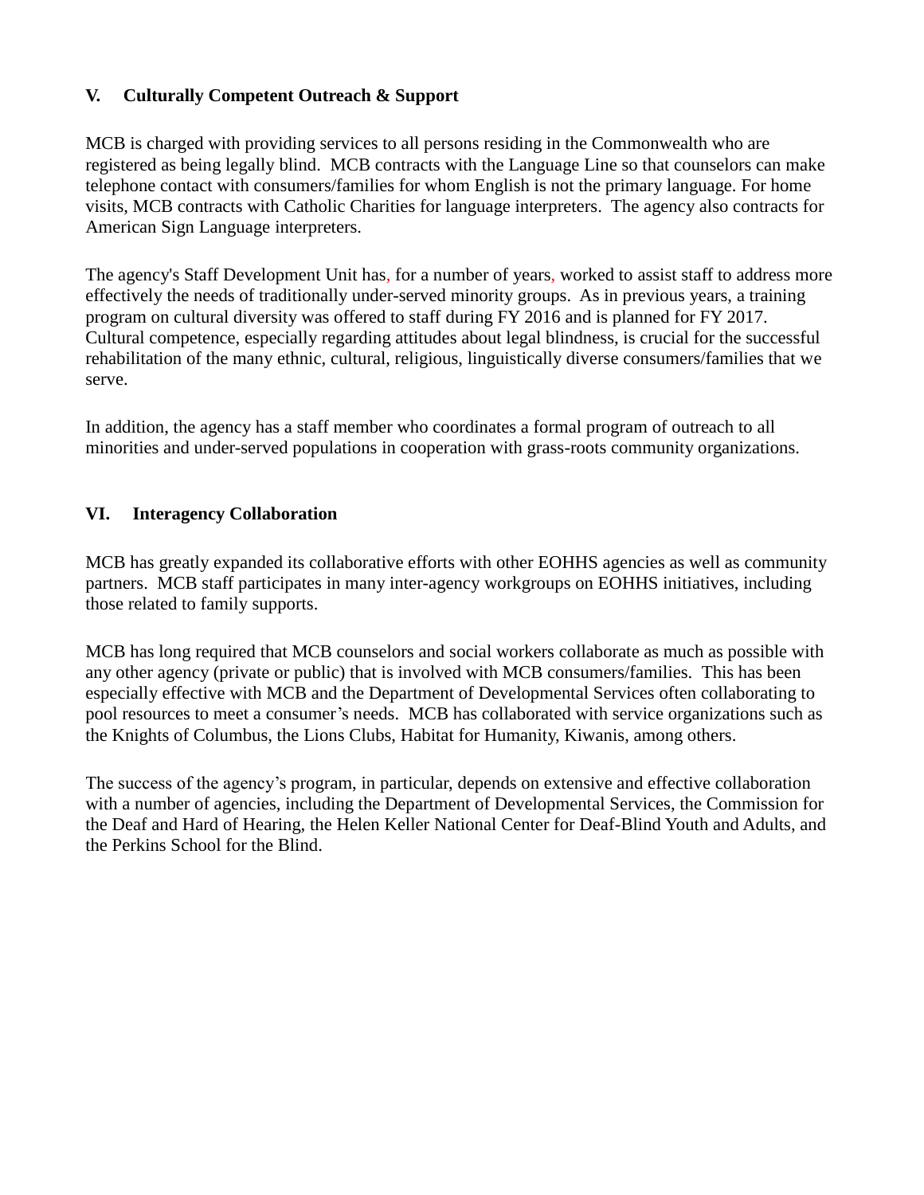## V. Culturally Competent Outreach & Support

MCB is charged with providing services to all persons residing in the Commonwealth who are registered as being legally blind. MCB contracts with the Language Line so that counselors can make telephone contact with consumers/families for whom English is not the primary language. For home visits, MCB contracts with Catholic Charities for language interpreters. The agency also contracts for American Sign Language interpreters.

The agency's Staff Development Unit has, for a number of years, worked to assist staff to address more effectively the needs of traditionally under-served minority groups. As in previous years, a training program on cultural diversity was offered to staff during FY 2016 and is planned for FY 2017. Cultural competence, especially regarding attitudes about legal blindness, is crucial for the successful rehabilitation of the many ethnic, cultural, religious, linguistically diverse consumers/families that we serve.

In addition, the agency has a staff member who coordinates a formal program of outreach to all minorities and under-served populations in cooperation with grass-roots community organizations.

## VI. Interagency Collaboration

MCB has greatly expanded its collaborative efforts with other EOHHS agencies as well as community partners. MCB staff participates in many inter-agency workgroups on EOHHS initiatives, including those related to family supports.

MCB has long required that MCB counselors and social workers collaborate as much as possible with any other agency (private or public) that is involved with MCB consumers/families. This has been especially effective with MCB and the Department of Developmental Services often collaborating to pool resources to meet a consumer's needs. MCB has collaborated with service organizations such as the Knights of Columbus, the Lions Clubs, Habitat for Humanity, Kiwanis, among others.

The success of the agency's program, in particular, depends on extensive and effective collaboration with a number of agencies, including the Department of Developmental Services, the Commission for the Deaf and Hard of Hearing, the Helen Keller National Center for Deaf-Blind Youth and Adults, and the Perkins School for the Blind.